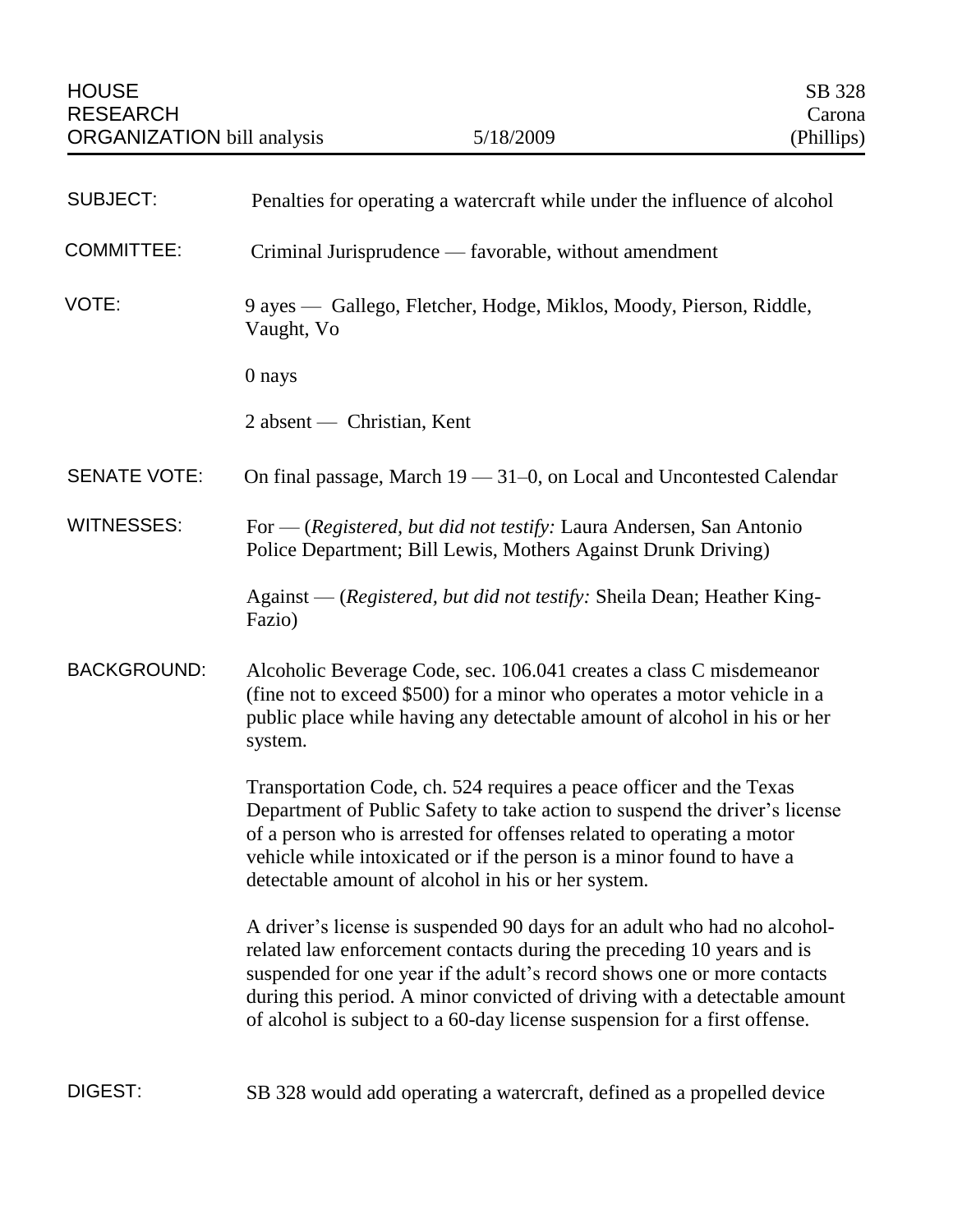HOUSE RESEARCH ORGANIZATION bill analysis — 5/18/2009 — SB 328 Carona (Phillips)

| | |
|---|---|
| SUBJECT: | Penalties for operating a watercraft while under the influence of alcohol |
| COMMITTEE: | Criminal Jurisprudence — favorable, without amendment |
| VOTE: | 9 ayes — Gallego, Fletcher, Hodge, Miklos, Moody, Pierson, Riddle, Vaught, Vo |
| | 0 nays |
| | 2 absent — Christian, Kent |
| SENATE VOTE: | On final passage, March 19 — 31–0, on Local and Uncontested Calendar |
| WITNESSES: | For — (*Registered, but did not testify:* Laura Andersen, San Antonio Police Department; Bill Lewis, Mothers Against Drunk Driving) |
| | Against — (*Registered, but did not testify:* Sheila Dean; Heather King-Fazio) |

**BACKGROUND:**

Alcoholic Beverage Code, sec. 106.041 creates a class C misdemeanor (fine not to exceed $500) for a minor who operates a motor vehicle in a public place while having any detectable amount of alcohol in his or her system.

Transportation Code, ch. 524 requires a peace officer and the Texas Department of Public Safety to take action to suspend the driver's license of a person who is arrested for offenses related to operating a motor vehicle while intoxicated or if the person is a minor found to have a detectable amount of alcohol in his or her system.

A driver's license is suspended 90 days for an adult who had no alcohol-related law enforcement contacts during the preceding 10 years and is suspended for one year if the adult's record shows one or more contacts during this period. A minor convicted of driving with a detectable amount of alcohol is subject to a 60-day license suspension for a first offense.

**DIGEST:**

SB 328 would add operating a watercraft, defined as a propelled device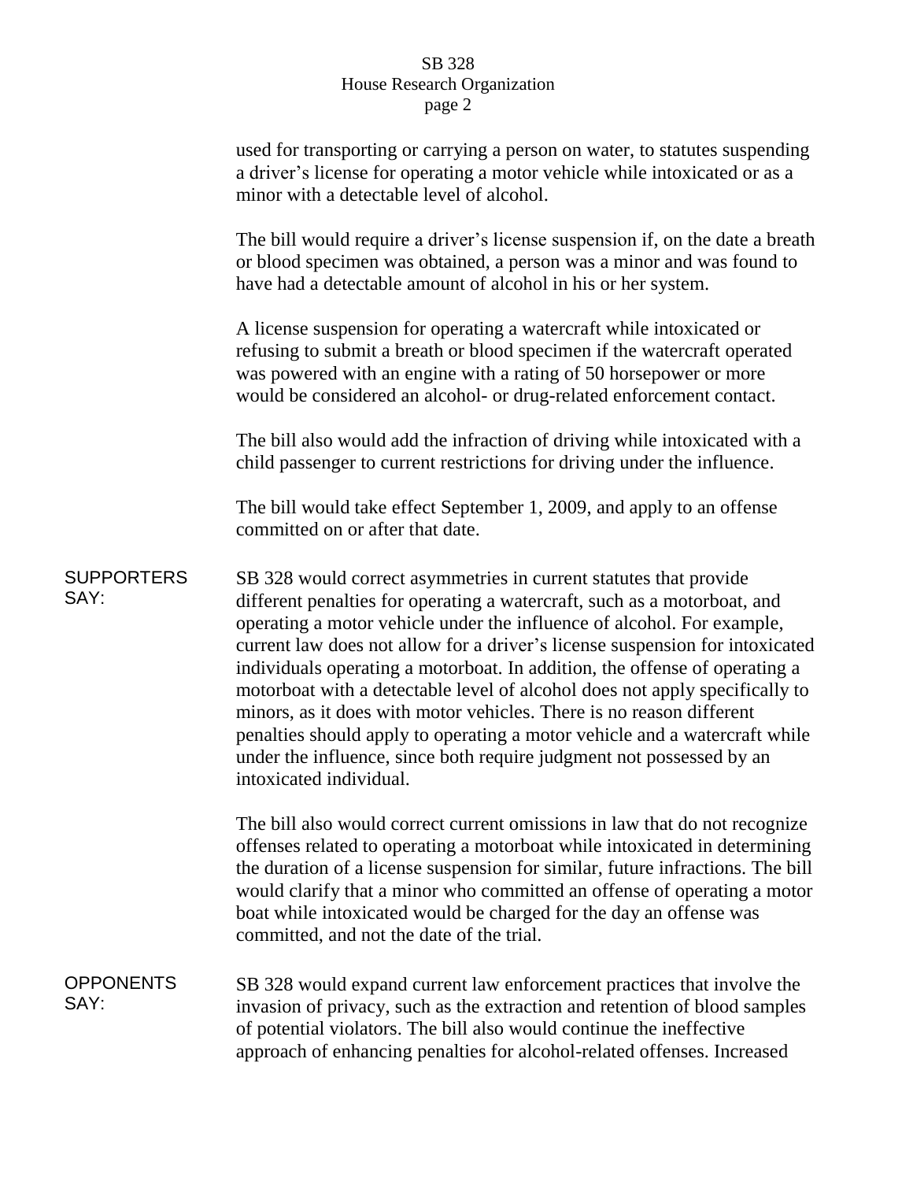used for transporting or carrying a person on water, to statutes suspending a driver's license for operating a motor vehicle while intoxicated or as a minor with a detectable level of alcohol.

The bill would require a driver's license suspension if, on the date a breath or blood specimen was obtained, a person was a minor and was found to have had a detectable amount of alcohol in his or her system.

A license suspension for operating a watercraft while intoxicated or refusing to submit a breath or blood specimen if the watercraft operated was powered with an engine with a rating of 50 horsepower or more would be considered an alcohol- or drug-related enforcement contact.

The bill also would add the infraction of driving while intoxicated with a child passenger to current restrictions for driving under the influence.

The bill would take effect September 1, 2009, and apply to an offense committed on or after that date.

**SUPPORTERS SAY:**

SB 328 would correct asymmetries in current statutes that provide different penalties for operating a watercraft, such as a motorboat, and operating a motor vehicle under the influence of alcohol. For example, current law does not allow for a driver's license suspension for intoxicated individuals operating a motorboat. In addition, the offense of operating a motorboat with a detectable level of alcohol does not apply specifically to minors, as it does with motor vehicles. There is no reason different penalties should apply to operating a motor vehicle and a watercraft while under the influence, since both require judgment not possessed by an intoxicated individual.

The bill also would correct current omissions in law that do not recognize offenses related to operating a motorboat while intoxicated in determining the duration of a license suspension for similar, future infractions. The bill would clarify that a minor who committed an offense of operating a motor boat while intoxicated would be charged for the day an offense was committed, and not the date of the trial.

**OPPONENTS SAY:**

SB 328 would expand current law enforcement practices that involve the invasion of privacy, such as the extraction and retention of blood samples of potential violators. The bill also would continue the ineffective approach of enhancing penalties for alcohol-related offenses. Increased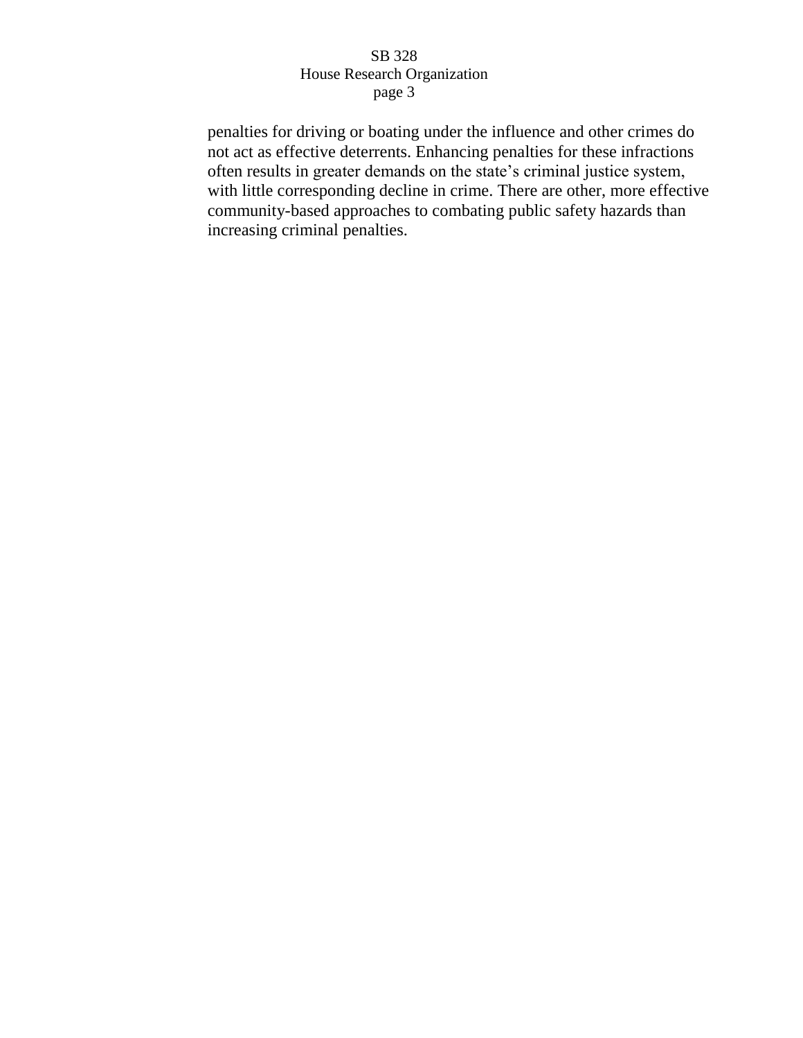penalties for driving or boating under the influence and other crimes do not act as effective deterrents. Enhancing penalties for these infractions often results in greater demands on the state's criminal justice system, with little corresponding decline in crime. There are other, more effective community-based approaches to combating public safety hazards than increasing criminal penalties.